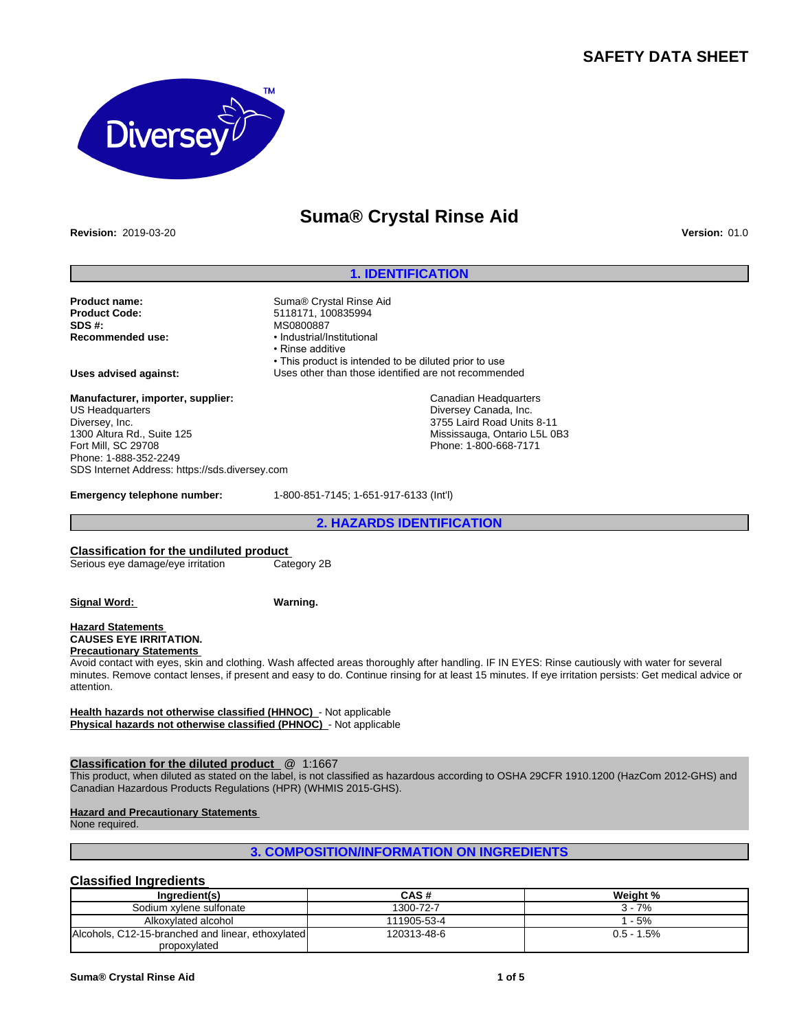# SAFETY DATA SHEET

## Suma® Crystal Rinse Aid

**Revision:** 2019-03-20

**Version:** 01.0

## 1. IDENTIFICATION

**Product name:** Suma® Crystal Rinse Aid
**Product Code:** 5118171, 100835994
**SDS #:** MS0800887
**Recommended use:**
- Industrial/Institutional
- Rinse additive
- This product is intended to be diluted prior to use

**Uses advised against:** Uses other than those identified are not recommended

**Manufacturer, importer, supplier:**
US Headquarters
Diversey, Inc.
1300 Altura Rd., Suite 125
Fort Mill, SC 29708
Phone: 1-888-352-2249
SDS Internet Address: https://sds.diversey.com

Canadian Headquarters
Diversey Canada, Inc.
3755 Laird Road Units 8-11
Mississauga, Ontario L5L 0B3
Phone: 1-800-668-7171

**Emergency telephone number:** 1-800-851-7145; 1-651-917-6133 (Int'l)

## 2. HAZARDS IDENTIFICATION

**Classification for the undiluted product**

Serious eye damage/eye irritation — Category 2B

**Signal Word:** **Warning.**

**Hazard Statements**
**CAUSES EYE IRRITATION.**

**Precautionary Statements**
Avoid contact with eyes, skin and clothing. Wash affected areas thoroughly after handling. IF IN EYES: Rinse cautiously with water for several minutes. Remove contact lenses, if present and easy to do. Continue rinsing for at least 15 minutes. If eye irritation persists: Get medical advice or attention.

**Health hazards not otherwise classified (HHNOC)** - Not applicable
**Physical hazards not otherwise classified (PHNOC)** - Not applicable

**Classification for the diluted product** @ 1:1667
This product, when diluted as stated on the label, is not classified as hazardous according to OSHA 29CFR 1910.1200 (HazCom 2012-GHS) and Canadian Hazardous Products Regulations (HPR) (WHMIS 2015-GHS).

**Hazard and Precautionary Statements**
None required.

## 3. COMPOSITION/INFORMATION ON INGREDIENTS

### Classified Ingredients

| Ingredient(s) | CAS # | Weight % |
|---|---|---|
| Sodium xylene sulfonate | 1300-72-7 | 3 - 7% |
| Alkoxylated alcohol | 111905-53-4 | 1 - 5% |
| Alcohols, C12-15-branched and linear, ethoxylated propoxylated | 120313-48-6 | 0.5 - 1.5% |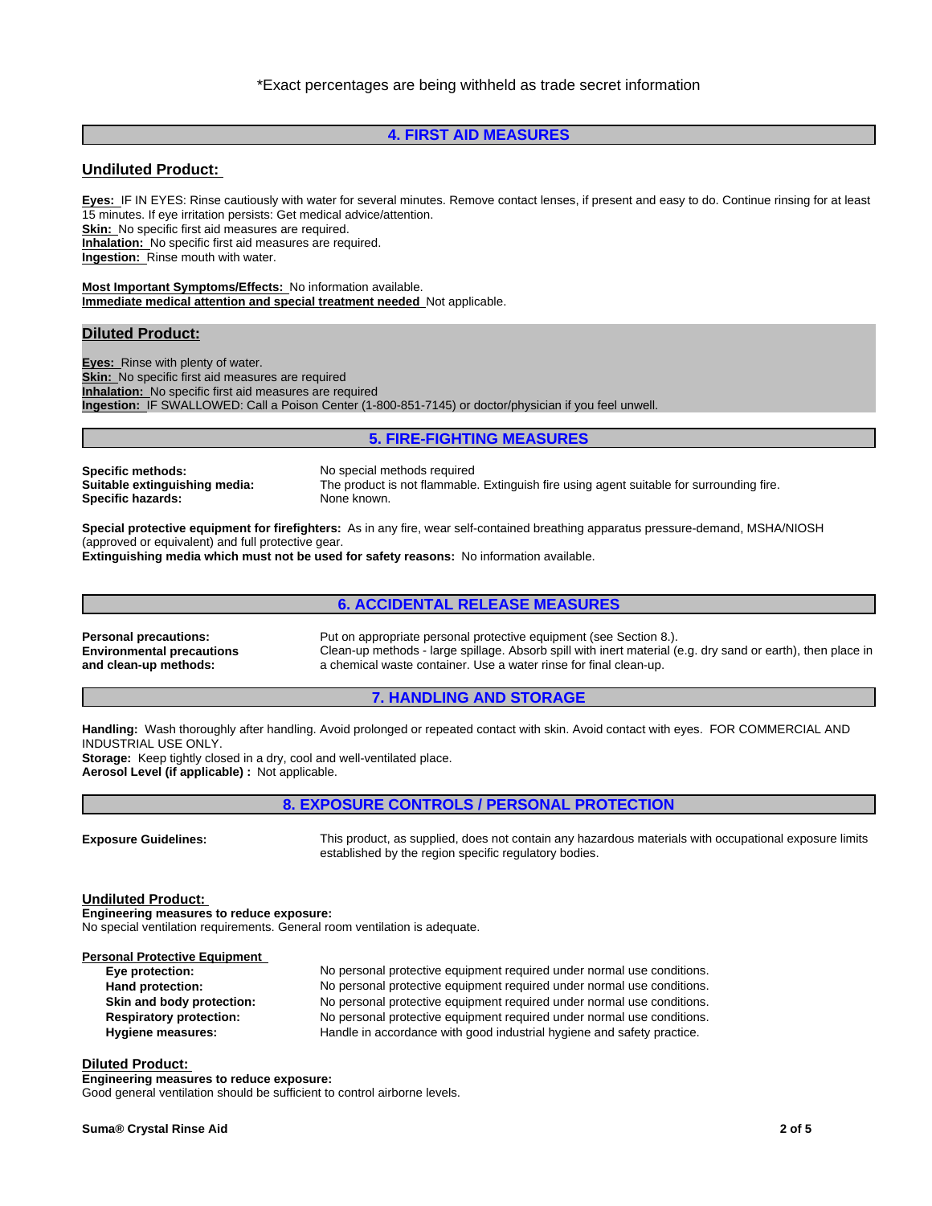*Exact percentages are being withheld as trade secret information

## 4. FIRST AID MEASURES

### Undiluted Product:

**Eyes:** IF IN EYES: Rinse cautiously with water for several minutes. Remove contact lenses, if present and easy to do. Continue rinsing for at least 15 minutes. If eye irritation persists: Get medical advice/attention.
**Skin:** No specific first aid measures are required.
**Inhalation:** No specific first aid measures are required.
**Ingestion:** Rinse mouth with water.

**Most Important Symptoms/Effects:** No information available.
**Immediate medical attention and special treatment needed** Not applicable.

### Diluted Product:

**Eyes:** Rinse with plenty of water.
**Skin:** No specific first aid measures are required
**Inhalation:** No specific first aid measures are required
**Ingestion:** IF SWALLOWED: Call a Poison Center (1-800-851-7145) or doctor/physician if you feel unwell.

## 5. FIRE-FIGHTING MEASURES

**Specific methods:** No special methods required
**Suitable extinguishing media:** The product is not flammable. Extinguish fire using agent suitable for surrounding fire.
**Specific hazards:** None known.

**Special protective equipment for firefighters:** As in any fire, wear self-contained breathing apparatus pressure-demand, MSHA/NIOSH (approved or equivalent) and full protective gear.
**Extinguishing media which must not be used for safety reasons:** No information available.

## 6. ACCIDENTAL RELEASE MEASURES

**Personal precautions:** Put on appropriate personal protective equipment (see Section 8.).
**Environmental precautions and clean-up methods:** Clean-up methods - large spillage. Absorb spill with inert material (e.g. dry sand or earth), then place in a chemical waste container. Use a water rinse for final clean-up.

## 7. HANDLING AND STORAGE

**Handling:** Wash thoroughly after handling. Avoid prolonged or repeated contact with skin. Avoid contact with eyes. FOR COMMERCIAL AND INDUSTRIAL USE ONLY.
**Storage:** Keep tightly closed in a dry, cool and well-ventilated place.
**Aerosol Level (if applicable) :** Not applicable.

## 8. EXPOSURE CONTROLS / PERSONAL PROTECTION

**Exposure Guidelines:** This product, as supplied, does not contain any hazardous materials with occupational exposure limits established by the region specific regulatory bodies.

### Undiluted Product:

**Engineering measures to reduce exposure:**
No special ventilation requirements. General room ventilation is adequate.

**Personal Protective Equipment**

- **Eye protection:** No personal protective equipment required under normal use conditions.
- **Hand protection:** No personal protective equipment required under normal use conditions.
- **Skin and body protection:** No personal protective equipment required under normal use conditions.
- **Respiratory protection:** No personal protective equipment required under normal use conditions.
- **Hygiene measures:** Handle in accordance with good industrial hygiene and safety practice.

### Diluted Product:

**Engineering measures to reduce exposure:**
Good general ventilation should be sufficient to control airborne levels.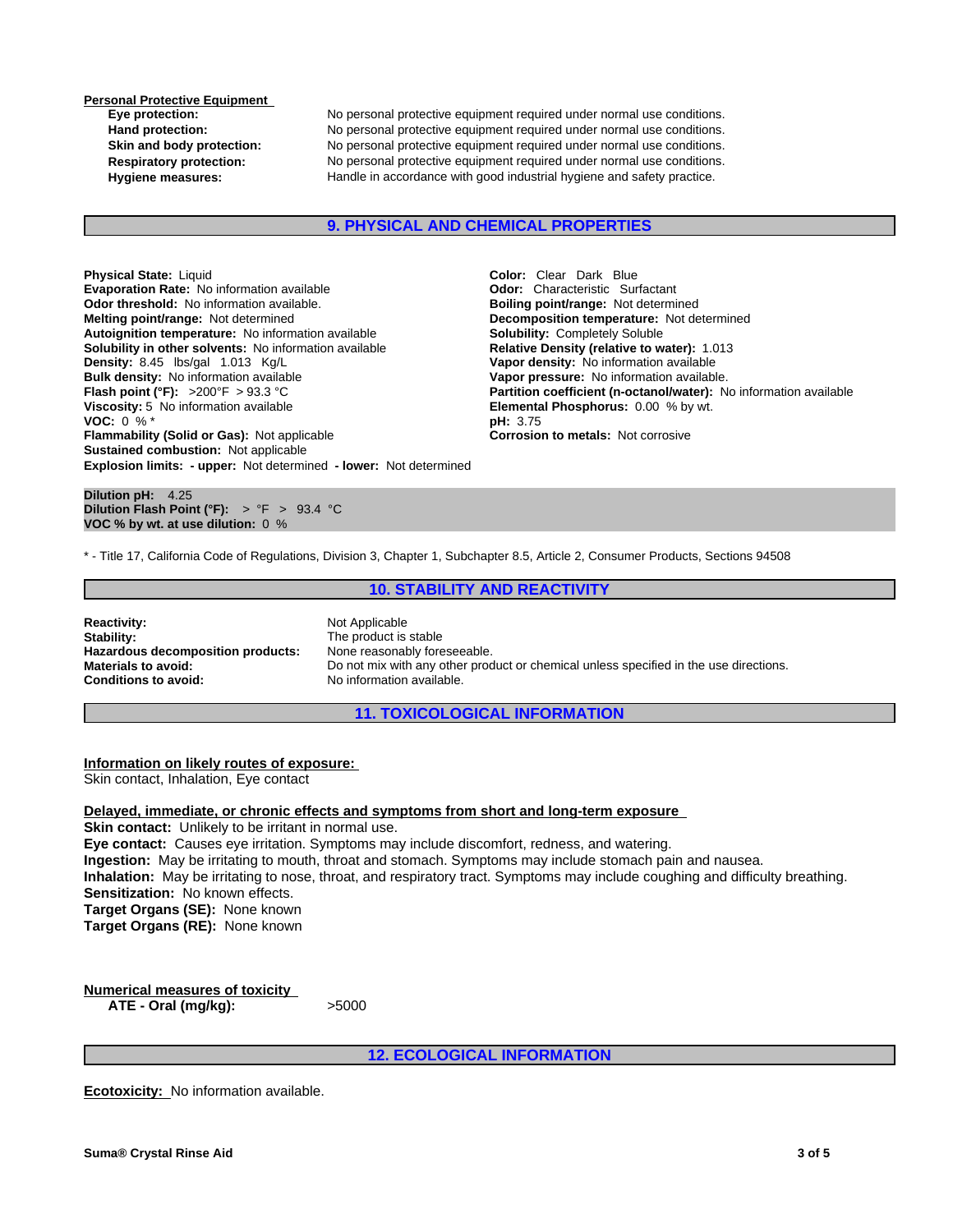**Personal Protective Equipment**

**Eye protection:** No personal protective equipment required under normal use conditions.
**Hand protection:** No personal protective equipment required under normal use conditions.
**Skin and body protection:** No personal protective equipment required under normal use conditions.
**Respiratory protection:** No personal protective equipment required under normal use conditions.
**Hygiene measures:** Handle in accordance with good industrial hygiene and safety practice.

## 9. PHYSICAL AND CHEMICAL PROPERTIES

**Physical State:** Liquid
**Evaporation Rate:** No information available
**Odor threshold:** No information available.
**Melting point/range:** Not determined
**Autoignition temperature:** No information available
**Solubility in other solvents:** No information available
**Density:** 8.45 lbs/gal 1.013 Kg/L
**Bulk density:** No information available
**Flash point (°F):** >200°F > 93.3 °C
**Viscosity:** 5 No information available
**VOC:** 0 % *
**Flammability (Solid or Gas):** Not applicable
**Sustained combustion:** Not applicable
**Explosion limits: - upper:** Not determined **- lower:** Not determined

**Color:** Clear Dark Blue
**Odor:** Characteristic Surfactant
**Boiling point/range:** Not determined
**Decomposition temperature:** Not determined
**Solubility:** Completely Soluble
**Relative Density (relative to water):** 1.013
**Vapor density:** No information available
**Vapor pressure:** No information available.
**Partition coefficient (n-octanol/water):** No information available
**Elemental Phosphorus:** 0.00 % by wt.
**pH:** 3.75
**Corrosion to metals:** Not corrosive

**Dilution pH:** 4.25
**Dilution Flash Point (°F):** > °F > 93.4 °C
**VOC % by wt. at use dilution:** 0 %

* - Title 17, California Code of Regulations, Division 3, Chapter 1, Subchapter 8.5, Article 2, Consumer Products, Sections 94508

## 10. STABILITY AND REACTIVITY

**Reactivity:** Not Applicable
**Stability:** The product is stable
**Hazardous decomposition products:** None reasonably foreseeable.
**Materials to avoid:** Do not mix with any other product or chemical unless specified in the use directions.
**Conditions to avoid:** No information available.

## 11. TOXICOLOGICAL INFORMATION

**Information on likely routes of exposure:**
Skin contact, Inhalation, Eye contact

**Delayed, immediate, or chronic effects and symptoms from short and long-term exposure**
**Skin contact:** Unlikely to be irritant in normal use.
**Eye contact:** Causes eye irritation. Symptoms may include discomfort, redness, and watering.
**Ingestion:** May be irritating to mouth, throat and stomach. Symptoms may include stomach pain and nausea.
**Inhalation:** May be irritating to nose, throat, and respiratory tract. Symptoms may include coughing and difficulty breathing.
**Sensitization:** No known effects.
**Target Organs (SE):** None known
**Target Organs (RE):** None known

**Numerical measures of toxicity**
**ATE - Oral (mg/kg):** >5000

## 12. ECOLOGICAL INFORMATION

**Ecotoxicity:** No information available.

**Suma® Crystal Rinse Aid**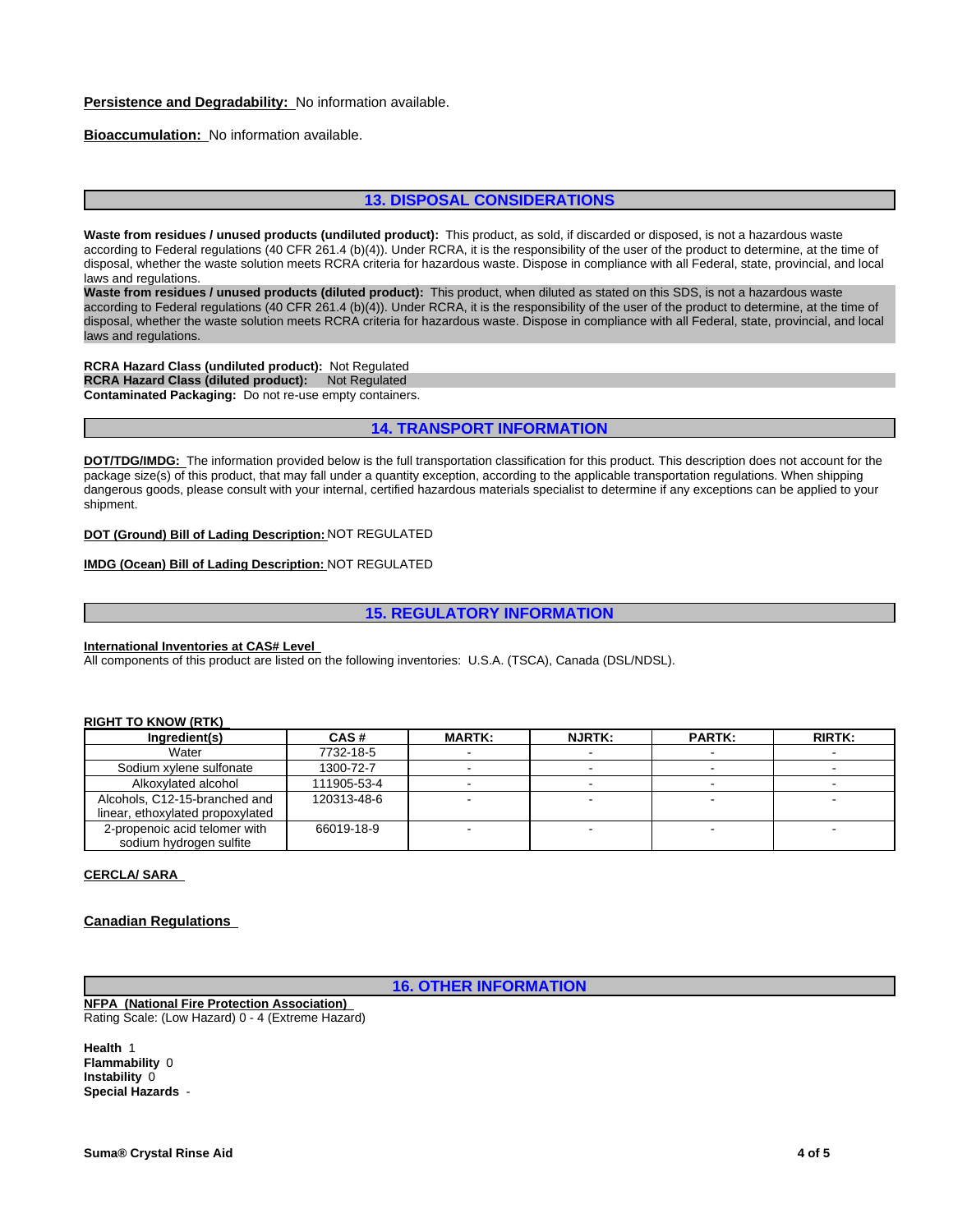**Persistence and Degradability:** No information available.

**Bioaccumulation:** No information available.

## 13. DISPOSAL CONSIDERATIONS

**Waste from residues / unused products (undiluted product):** This product, as sold, if discarded or disposed, is not a hazardous waste according to Federal regulations (40 CFR 261.4 (b)(4)). Under RCRA, it is the responsibility of the user of the product to determine, at the time of disposal, whether the waste solution meets RCRA criteria for hazardous waste. Dispose in compliance with all Federal, state, provincial, and local laws and regulations.

**Waste from residues / unused products (diluted product):** This product, when diluted as stated on this SDS, is not a hazardous waste according to Federal regulations (40 CFR 261.4 (b)(4)). Under RCRA, it is the responsibility of the user of the product to determine, at the time of disposal, whether the waste solution meets RCRA criteria for hazardous waste. Dispose in compliance with all Federal, state, provincial, and local laws and regulations.

**RCRA Hazard Class (undiluted product):** Not Regulated
**RCRA Hazard Class (diluted product):** Not Regulated
**Contaminated Packaging:** Do not re-use empty containers.

## 14. TRANSPORT INFORMATION

**DOT/TDG/IMDG:** The information provided below is the full transportation classification for this product. This description does not account for the package size(s) of this product, that may fall under a quantity exception, according to the applicable transportation regulations. When shipping dangerous goods, please consult with your internal, certified hazardous materials specialist to determine if any exceptions can be applied to your shipment.

**DOT (Ground) Bill of Lading Description:** NOT REGULATED

**IMDG (Ocean) Bill of Lading Description:** NOT REGULATED

## 15. REGULATORY INFORMATION

**International Inventories at CAS# Level**

All components of this product are listed on the following inventories: U.S.A. (TSCA), Canada (DSL/NDSL).

**RIGHT TO KNOW (RTK)**

| Ingredient(s) | CAS # | MARTK: | NJRTK: | PARTK: | RIRTK: |
|---|---|---|---|---|---|
| Water | 7732-18-5 | - | - | - | - |
| Sodium xylene sulfonate | 1300-72-7 | - | - | - | - |
| Alkoxylated alcohol | 111905-53-4 | - | - | - | - |
| Alcohols, C12-15-branched and linear, ethoxylated propoxylated | 120313-48-6 | - | - | - | - |
| 2-propenoic acid telomer with sodium hydrogen sulfite | 66019-18-9 | - | - | - | - |

**CERCLA/ SARA**

**Canadian Regulations**

## 16. OTHER INFORMATION

**NFPA (National Fire Protection Association)**

Rating Scale: (Low Hazard) 0 - 4 (Extreme Hazard)

**Health** 1
**Flammability** 0
**Instability** 0
**Special Hazards** -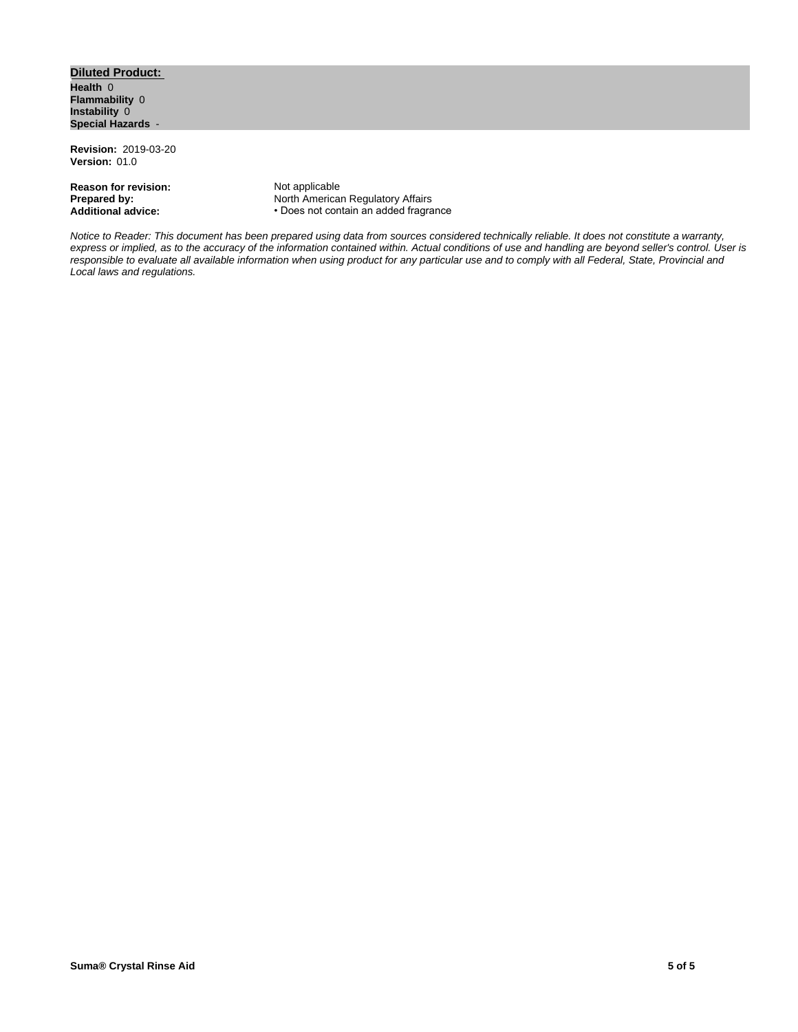**Diluted Product:**

**Health** 0
**Flammability** 0
**Instability** 0
**Special Hazards** -

**Revision:** 2019-03-20
**Version:** 01.0

**Reason for revision:** Not applicable
**Prepared by:** North American Regulatory Affairs
**Additional advice:** • Does not contain an added fragrance

*Notice to Reader: This document has been prepared using data from sources considered technically reliable. It does not constitute a warranty, express or implied, as to the accuracy of the information contained within. Actual conditions of use and handling are beyond seller's control. User is responsible to evaluate all available information when using product for any particular use and to comply with all Federal, State, Provincial and Local laws and regulations.*